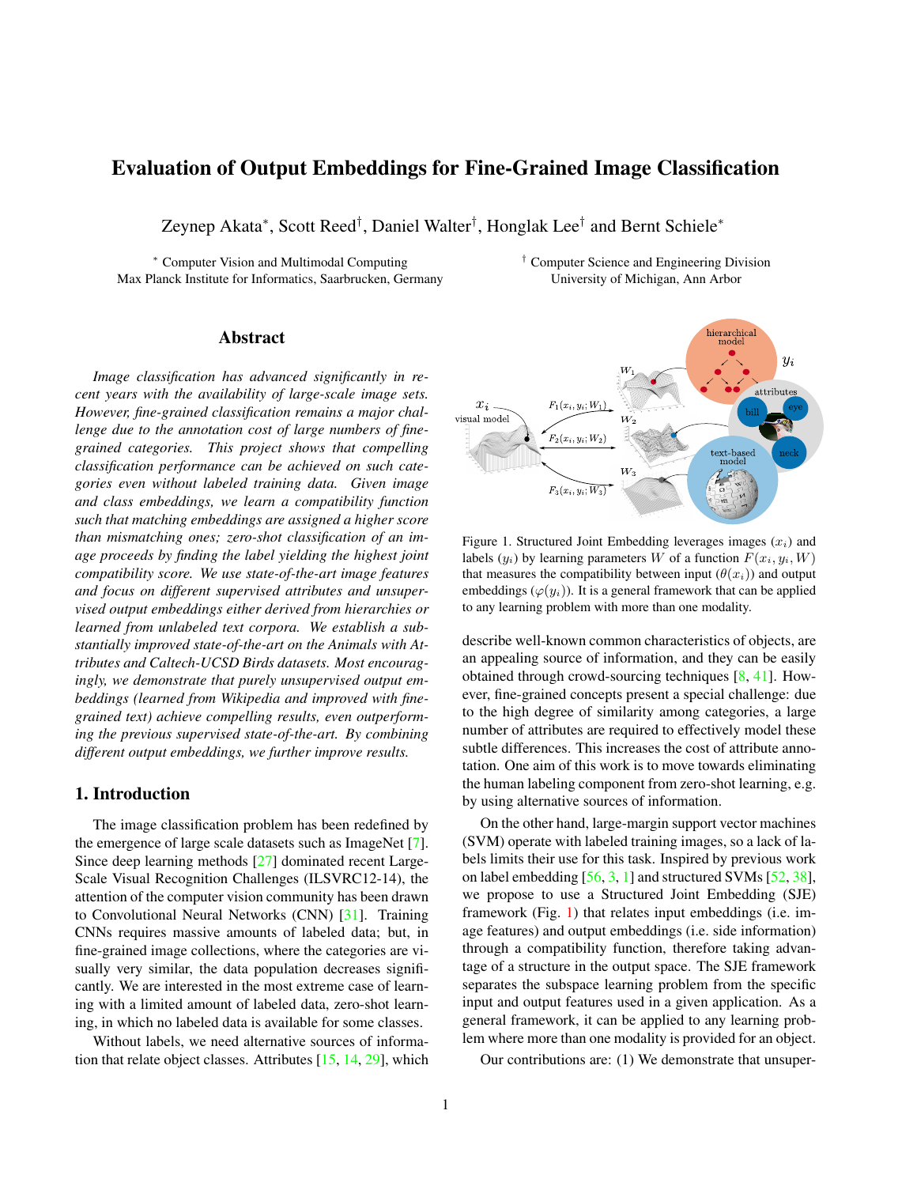# Evaluation of Output Embeddings for Fine-Grained Image Classification

Zeynep Akata*, Scott Reed†, Daniel Walter†, Honglak Lee† and Bernt Schiele*

\* Computer Vision and Multimodal Computing
Max Planck Institute for Informatics, Saarbrucken, Germany

† Computer Science and Engineering Division
University of Michigan, Ann Arbor

## Abstract

*Image classification has advanced significantly in recent years with the availability of large-scale image sets. However, fine-grained classification remains a major challenge due to the annotation cost of large numbers of fine-grained categories. This project shows that compelling classification performance can be achieved on such categories even without labeled training data. Given image and class embeddings, we learn a compatibility function such that matching embeddings are assigned a higher score than mismatching ones; zero-shot classification of an image proceeds by finding the label yielding the highest joint compatibility score. We use state-of-the-art image features and focus on different supervised attributes and unsupervised output embeddings either derived from hierarchies or learned from unlabeled text corpora. We establish a substantially improved state-of-the-art on the Animals with Attributes and Caltech-UCSD Birds datasets. Most encouragingly, we demonstrate that purely unsupervised output embeddings (learned from Wikipedia and improved with fine-grained text) achieve compelling results, even outperforming the previous supervised state-of-the-art. By combining different output embeddings, we further improve results.*

## 1. Introduction

The image classification problem has been redefined by the emergence of large scale datasets such as ImageNet [7]. Since deep learning methods [27] dominated recent Large-Scale Visual Recognition Challenges (ILSVRC12-14), the attention of the computer vision community has been drawn to Convolutional Neural Networks (CNN) [31]. Training CNNs requires massive amounts of labeled data; but, in fine-grained image collections, where the categories are visually very similar, the data population decreases significantly. We are interested in the most extreme case of learning with a limited amount of labeled data, zero-shot learning, in which no labeled data is available for some classes.

Without labels, we need alternative sources of information that relate object classes. Attributes [15, 14, 29], which describe well-known common characteristics of objects, are an appealing source of information, and they can be easily obtained through crowd-sourcing techniques [8, 41]. However, fine-grained concepts present a special challenge: due to the high degree of similarity among categories, a large number of attributes are required to effectively model these subtle differences. This increases the cost of attribute annotation. One aim of this work is to move towards eliminating the human labeling component from zero-shot learning, e.g. by using alternative sources of information.

Figure 1. Structured Joint Embedding leverages images ($x_i$) and labels ($y_i$) by learning parameters $W$ of a function $F(x_i, y_i, W)$ that measures the compatibility between input ($\theta(x_i)$) and output embeddings ($\varphi(y_i)$). It is a general framework that can be applied to any learning problem with more than one modality.

On the other hand, large-margin support vector machines (SVM) operate with labeled training images, so a lack of labels limits their use for this task. Inspired by previous work on label embedding [56, 3, 1] and structured SVMs [52, 38], we propose to use a Structured Joint Embedding (SJE) framework (Fig. 1) that relates input embeddings (i.e. image features) and output embeddings (i.e. side information) through a compatibility function, therefore taking advantage of a structure in the output space. The SJE framework separates the subspace learning problem from the specific input and output features used in a given application. As a general framework, it can be applied to any learning problem where more than one modality is provided for an object.

Our contributions are: (1) We demonstrate that unsuper-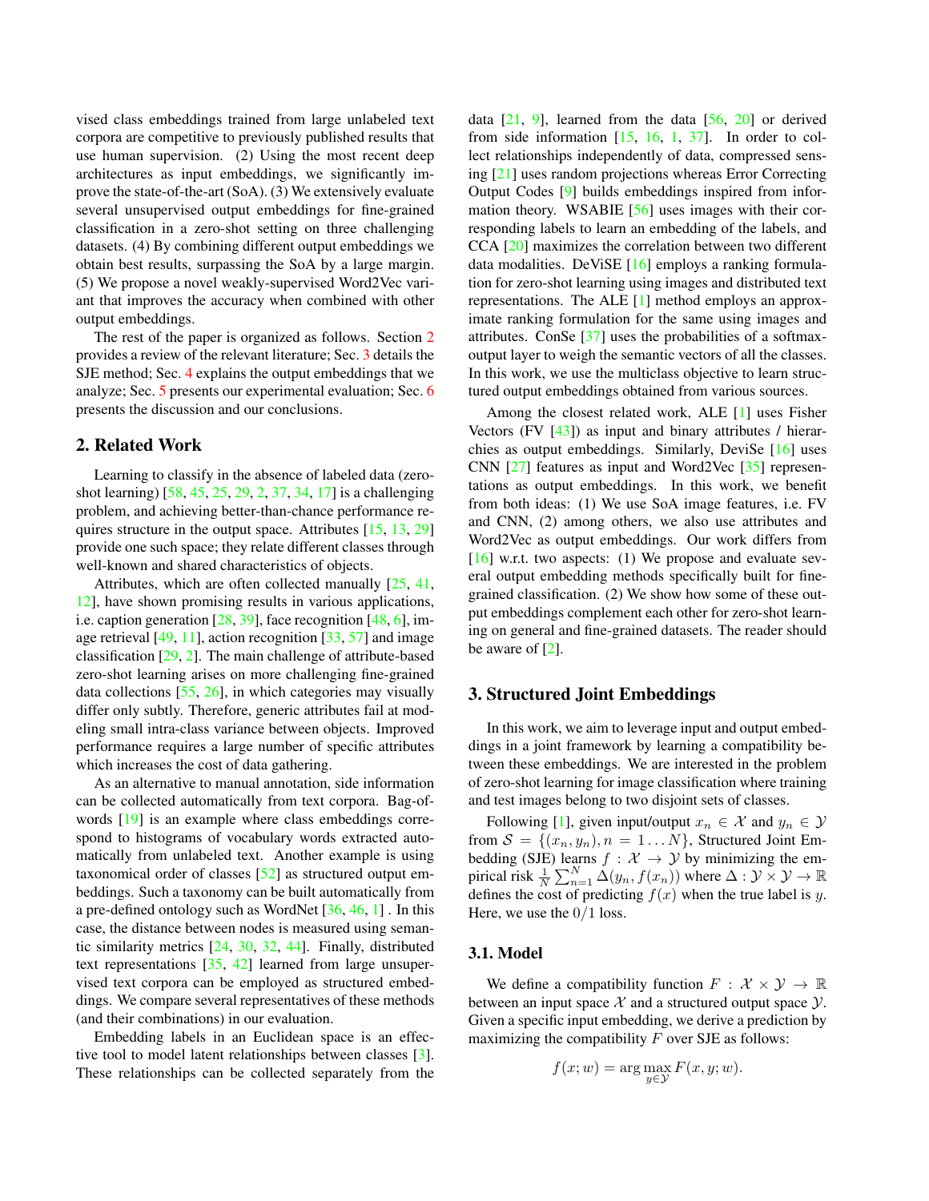vised class embeddings trained from large unlabeled text corpora are competitive to previously published results that use human supervision. (2) Using the most recent deep architectures as input embeddings, we significantly improve the state-of-the-art (SoA). (3) We extensively evaluate several unsupervised output embeddings for fine-grained classification in a zero-shot setting on three challenging datasets. (4) By combining different output embeddings we obtain best results, surpassing the SoA by a large margin. (5) We propose a novel weakly-supervised Word2Vec variant that improves the accuracy when combined with other output embeddings.

The rest of the paper is organized as follows. Section 2 provides a review of the relevant literature; Sec. 3 details the SJE method; Sec. 4 explains the output embeddings that we analyze; Sec. 5 presents our experimental evaluation; Sec. 6 presents the discussion and our conclusions.

## 2. Related Work

Learning to classify in the absence of labeled data (zero-shot learning) [58, 45, 25, 29, 2, 37, 34, 17] is a challenging problem, and achieving better-than-chance performance requires structure in the output space. Attributes [15, 13, 29] provide one such space; they relate different classes through well-known and shared characteristics of objects.

Attributes, which are often collected manually [25, 41, 12], have shown promising results in various applications, i.e. caption generation [28, 39], face recognition [48, 6], image retrieval [49, 11], action recognition [33, 57] and image classification [29, 2]. The main challenge of attribute-based zero-shot learning arises on more challenging fine-grained data collections [55, 26], in which categories may visually differ only subtly. Therefore, generic attributes fail at modeling small intra-class variance between objects. Improved performance requires a large number of specific attributes which increases the cost of data gathering.

As an alternative to manual annotation, side information can be collected automatically from text corpora. Bag-of-words [19] is an example where class embeddings correspond to histograms of vocabulary words extracted automatically from unlabeled text. Another example is using taxonomical order of classes [52] as structured output embeddings. Such a taxonomy can be built automatically from a pre-defined ontology such as WordNet [36, 46, 1] . In this case, the distance between nodes is measured using semantic similarity metrics [24, 30, 32, 44]. Finally, distributed text representations [35, 42] learned from large unsupervised text corpora can be employed as structured embeddings. We compare several representatives of these methods (and their combinations) in our evaluation.

Embedding labels in an Euclidean space is an effective tool to model latent relationships between classes [3]. These relationships can be collected separately from the data [21, 9], learned from the data [56, 20] or derived from side information [15, 16, 1, 37]. In order to collect relationships independently of data, compressed sensing [21] uses random projections whereas Error Correcting Output Codes [9] builds embeddings inspired from information theory. WSABIE [56] uses images with their corresponding labels to learn an embedding of the labels, and CCA [20] maximizes the correlation between two different data modalities. DeViSE [16] employs a ranking formulation for zero-shot learning using images and distributed text representations. The ALE [1] method employs an approximate ranking formulation for the same using images and attributes. ConSe [37] uses the probabilities of a softmax-output layer to weigh the semantic vectors of all the classes. In this work, we use the multiclass objective to learn structured output embeddings obtained from various sources.

Among the closest related work, ALE [1] uses Fisher Vectors (FV [43]) as input and binary attributes / hierarchies as output embeddings. Similarly, DeviSe [16] uses CNN [27] features as input and Word2Vec [35] representations as output embeddings. In this work, we benefit from both ideas: (1) We use SoA image features, i.e. FV and CNN, (2) among others, we also use attributes and Word2Vec as output embeddings. Our work differs from [16] w.r.t. two aspects: (1) We propose and evaluate several output embedding methods specifically built for fine-grained classification. (2) We show how some of these output embeddings complement each other for zero-shot learning on general and fine-grained datasets. The reader should be aware of [2].

## 3. Structured Joint Embeddings

In this work, we aim to leverage input and output embeddings in a joint framework by learning a compatibility between these embeddings. We are interested in the problem of zero-shot learning for image classification where training and test images belong to two disjoint sets of classes.

Following [1], given input/output $x_n \in \mathcal{X}$ and $y_n \in \mathcal{Y}$ from $\mathcal{S} = \{(x_n, y_n), n = 1 \dots N\}$, Structured Joint Embedding (SJE) learns $f : \mathcal{X} \rightarrow \mathcal{Y}$ by minimizing the empirical risk $\frac{1}{N} \sum_{n=1}^{N} \Delta(y_n, f(x_n))$ where $\Delta : \mathcal{Y} \times \mathcal{Y} \rightarrow \mathbb{R}$ defines the cost of predicting $f(x)$ when the true label is $y$. Here, we use the $0/1$ loss.

### 3.1. Model

We define a compatibility function $F : \mathcal{X} \times \mathcal{Y} \rightarrow \mathbb{R}$ between an input space $\mathcal{X}$ and a structured output space $\mathcal{Y}$. Given a specific input embedding, we derive a prediction by maximizing the compatibility $F$ over SJE as follows:

$$f(x; w) = \arg\max_{y \in \mathcal{Y}} F(x, y; w).$$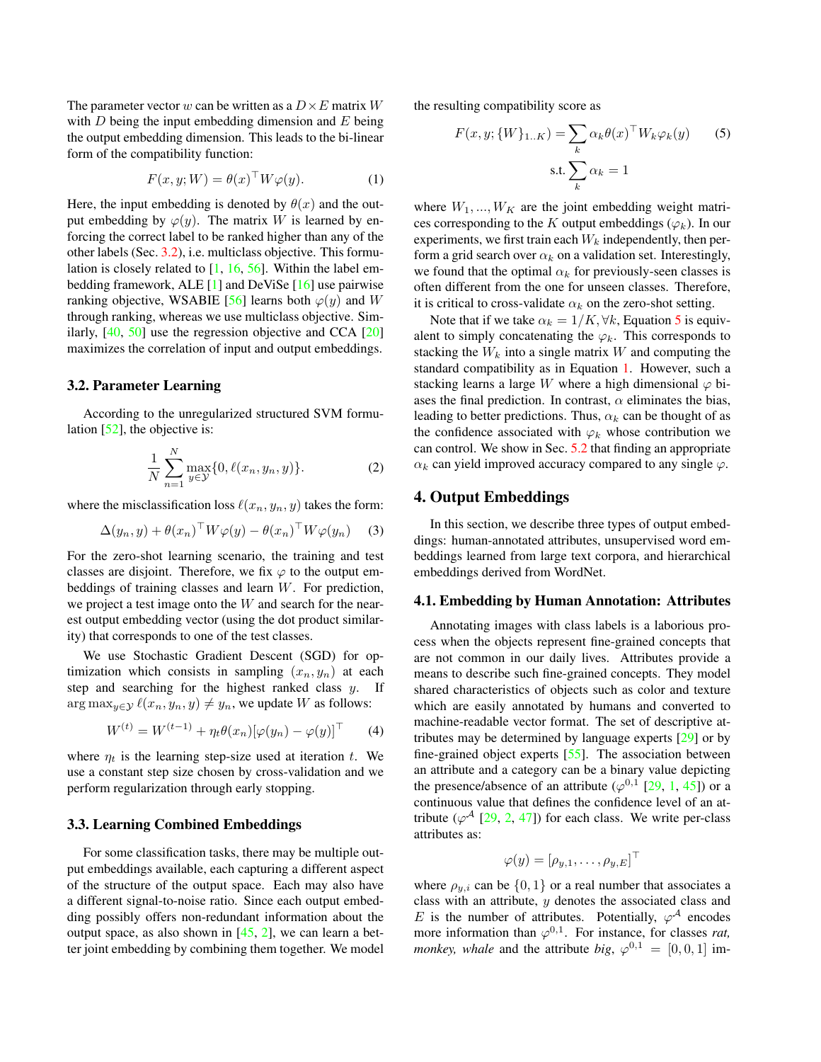The parameter vector $w$ can be written as a $D \times E$ matrix $W$ with $D$ being the input embedding dimension and $E$ being the output embedding dimension. This leads to the bi-linear form of the compatibility function:

$$F(x, y; W) = \theta(x)^\top W \varphi(y). \tag{1}$$

Here, the input embedding is denoted by $\theta(x)$ and the output embedding by $\varphi(y)$. The matrix $W$ is learned by enforcing the correct label to be ranked higher than any of the other labels (Sec. 3.2), i.e. multiclass objective. This formulation is closely related to [1, 16, 56]. Within the label embedding framework, ALE [1] and DeViSe [16] use pairwise ranking objective, WSABIE [56] learns both $\varphi(y)$ and $W$ through ranking, whereas we use multiclass objective. Similarly, [40, 50] use the regression objective and CCA [20] maximizes the correlation of input and output embeddings.

### 3.2. Parameter Learning

According to the unregularized structured SVM formulation [52], the objective is:

$$\frac{1}{N} \sum_{n=1}^{N} \max_{y \in \mathcal{Y}} \{0, \ell(x_n, y_n, y)\}. \tag{2}$$

where the misclassification loss $\ell(x_n, y_n, y)$ takes the form:

$$\Delta(y_n, y) + \theta(x_n)^\top W \varphi(y) - \theta(x_n)^\top W \varphi(y_n) \tag{3}$$

For the zero-shot learning scenario, the training and test classes are disjoint. Therefore, we fix $\varphi$ to the output embeddings of training classes and learn $W$. For prediction, we project a test image onto the $W$ and search for the nearest output embedding vector (using the dot product similarity) that corresponds to one of the test classes.

We use Stochastic Gradient Descent (SGD) for optimization which consists in sampling $(x_n, y_n)$ at each step and searching for the highest ranked class $y$. If $\arg\max_{y \in \mathcal{Y}} \ell(x_n, y_n, y) \neq y_n$, we update $W$ as follows:

$$W^{(t)} = W^{(t-1)} + \eta_t \theta(x_n)[\varphi(y_n) - \varphi(y)]^\top \tag{4}$$

where $\eta_t$ is the learning step-size used at iteration $t$. We use a constant step size chosen by cross-validation and we perform regularization through early stopping.

### 3.3. Learning Combined Embeddings

For some classification tasks, there may be multiple output embeddings available, each capturing a different aspect of the structure of the output space. Each may also have a different signal-to-noise ratio. Since each output embedding possibly offers non-redundant information about the output space, as also shown in [45, 2], we can learn a better joint embedding by combining them together. We model the resulting compatibility score as

$$F(x, y; \{W\}_{1..K}) = \sum_k \alpha_k \theta(x)^\top W_k \varphi_k(y) \tag{5}$$
$$\text{s.t.} \sum_k \alpha_k = 1$$

where $W_1, ..., W_K$ are the joint embedding weight matrices corresponding to the $K$ output embeddings ($\varphi_k$). In our experiments, we first train each $W_k$ independently, then perform a grid search over $\alpha_k$ on a validation set. Interestingly, we found that the optimal $\alpha_k$ for previously-seen classes is often different from the one for unseen classes. Therefore, it is critical to cross-validate $\alpha_k$ on the zero-shot setting.

Note that if we take $\alpha_k = 1/K, \forall k$, Equation 5 is equivalent to simply concatenating the $\varphi_k$. This corresponds to stacking the $W_k$ into a single matrix $W$ and computing the standard compatibility as in Equation 1. However, such a stacking learns a large $W$ where a high dimensional $\varphi$ biases the final prediction. In contrast, $\alpha$ eliminates the bias, leading to better predictions. Thus, $\alpha_k$ can be thought of as the confidence associated with $\varphi_k$ whose contribution we can control. We show in Sec. 5.2 that finding an appropriate $\alpha_k$ can yield improved accuracy compared to any single $\varphi$.

## 4. Output Embeddings

In this section, we describe three types of output embeddings: human-annotated attributes, unsupervised word embeddings learned from large text corpora, and hierarchical embeddings derived from WordNet.

### 4.1. Embedding by Human Annotation: Attributes

Annotating images with class labels is a laborious process when the objects represent fine-grained concepts that are not common in our daily lives. Attributes provide a means to describe such fine-grained concepts. They model shared characteristics of objects such as color and texture which are easily annotated by humans and converted to machine-readable vector format. The set of descriptive attributes may be determined by language experts [29] or by fine-grained object experts [55]. The association between an attribute and a category can be a binary value depicting the presence/absence of an attribute ($\varphi^{0,1}$ [29, 1, 45]) or a continuous value that defines the confidence level of an attribute ($\varphi^{\mathcal{A}}$ [29, 2, 47]) for each class. We write per-class attributes as:

$$\varphi(y) = [\rho_{y,1}, \dots, \rho_{y,E}]^\top$$

where $\rho_{y,i}$ can be $\{0, 1\}$ or a real number that associates a class with an attribute, $y$ denotes the associated class and $E$ is the number of attributes. Potentially, $\varphi^{\mathcal{A}}$ encodes more information than $\varphi^{0,1}$. For instance, for classes *rat, monkey, whale* and the attribute *big*, $\varphi^{0,1} = [0, 0, 1]$ im-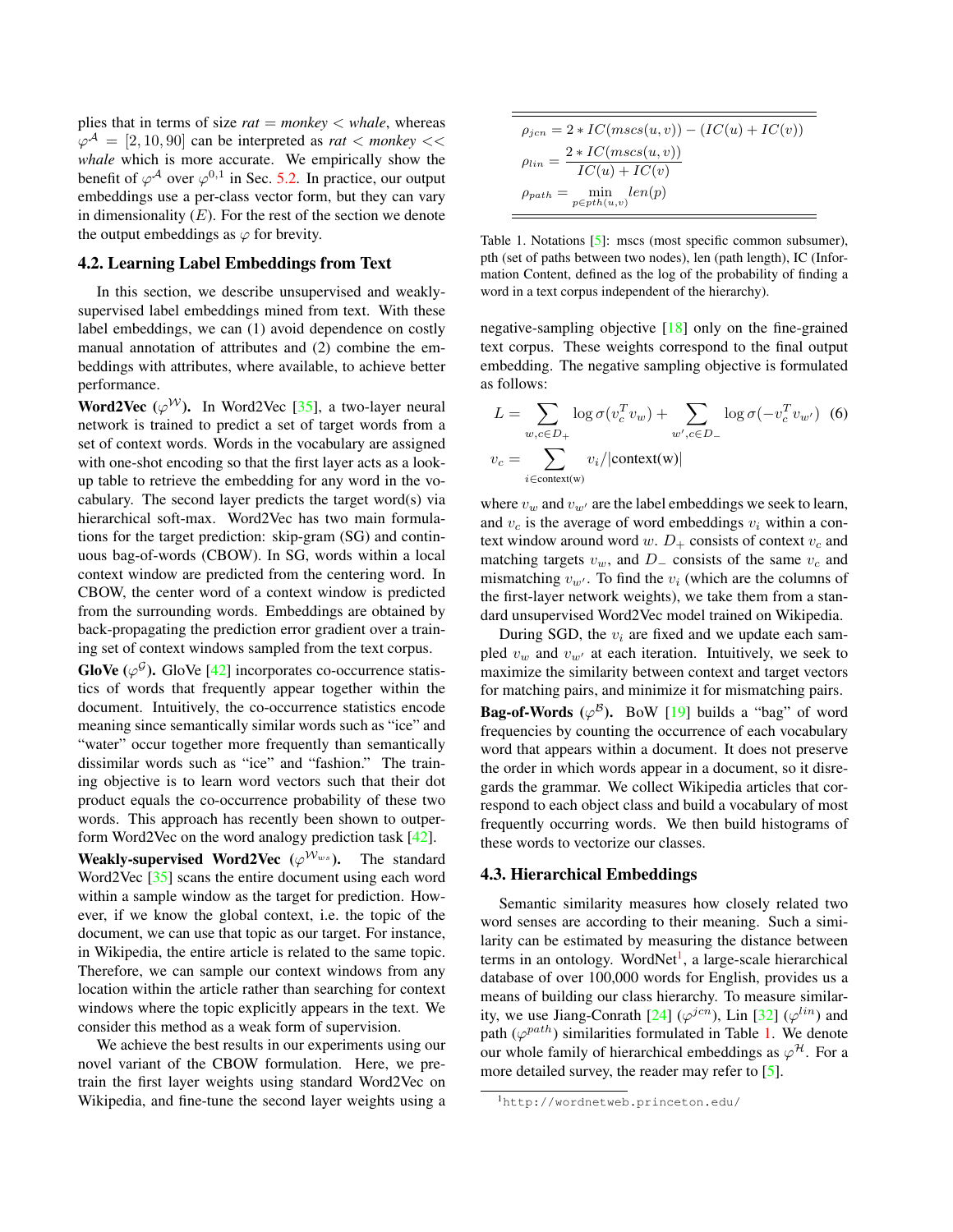plies that in terms of size *rat* = *monkey* < *whale*, whereas $\varphi^{\mathcal{A}} = [2, 10, 90]$ can be interpreted as *rat* < *monkey* << *whale* which is more accurate. We empirically show the benefit of $\varphi^{\mathcal{A}}$ over $\varphi^{0,1}$ in Sec. 5.2. In practice, our output embeddings use a per-class vector form, but they can vary in dimensionality ($E$). For the rest of the section we denote the output embeddings as $\varphi$ for brevity.

## 4.2. Learning Label Embeddings from Text

In this section, we describe unsupervised and weakly-supervised label embeddings mined from text. With these label embeddings, we can (1) avoid dependence on costly manual annotation of attributes and (2) combine the embeddings with attributes, where available, to achieve better performance.

**Word2Vec ($\varphi^{\mathcal{W}}$).** In Word2Vec [35], a two-layer neural network is trained to predict a set of target words from a set of context words. Words in the vocabulary are assigned with one-shot encoding so that the first layer acts as a look-up table to retrieve the embedding for any word in the vocabulary. The second layer predicts the target word(s) via hierarchical soft-max. Word2Vec has two main formulations for the target prediction: skip-gram (SG) and continuous bag-of-words (CBOW). In SG, words within a local context window are predicted from the centering word. In CBOW, the center word of a context window is predicted from the surrounding words. Embeddings are obtained by back-propagating the prediction error gradient over a training set of context windows sampled from the text corpus.

**GloVe ($\varphi^{\mathcal{G}}$).** GloVe [42] incorporates co-occurrence statistics of words that frequently appear together within the document. Intuitively, the co-occurrence statistics encode meaning since semantically similar words such as "ice" and "water" occur together more frequently than semantically dissimilar words such as "ice" and "fashion." The training objective is to learn word vectors such that their dot product equals the co-occurrence probability of these two words. This approach has recently been shown to outperform Word2Vec on the word analogy prediction task [42].

**Weakly-supervised Word2Vec ($\varphi^{\mathcal{W}_{ws}}$).** The standard Word2Vec [35] scans the entire document using each word within a sample window as the target for prediction. However, if we know the global context, i.e. the topic of the document, we can use that topic as our target. For instance, in Wikipedia, the entire article is related to the same topic. Therefore, we can sample our context windows from any location within the article rather than searching for context windows where the topic explicitly appears in the text. We consider this method as a weak form of supervision.

We achieve the best results in our experiments using our novel variant of the CBOW formulation. Here, we pre-train the first layer weights using standard Word2Vec on Wikipedia, and fine-tune the second layer weights using a negative-sampling objective [18] only on the fine-grained text corpus. These weights correspond to the final output embedding. The negative sampling objective is formulated as follows:

$$
\begin{aligned}
L &= \sum_{w,c \in D_+} \log \sigma(v_c^T v_w) + \sum_{w',c \in D_-} \log \sigma(-v_c^T v_{w'}) \quad (6)\\
v_c &= \sum_{i \in \text{context(w)}} v_i / |\text{context(w)}|
\end{aligned}
$$

where $v_w$ and $v_{w'}$ are the label embeddings we seek to learn, and $v_c$ is the average of word embeddings $v_i$ within a context window around word $w$. $D_+$ consists of context $v_c$ and matching targets $v_w$, and $D_-$ consists of the same $v_c$ and mismatching $v_{w'}$. To find the $v_i$ (which are the columns of the first-layer network weights), we take them from a standard unsupervised Word2Vec model trained on Wikipedia.

During SGD, the $v_i$ are fixed and we update each sampled $v_w$ and $v_{w'}$ at each iteration. Intuitively, we seek to maximize the similarity between context and target vectors for matching pairs, and minimize it for mismatching pairs.

**Bag-of-Words ($\varphi^{\mathcal{B}}$).** BoW [19] builds a "bag" of word frequencies by counting the occurrence of each vocabulary word that appears within a document. It does not preserve the order in which words appear in a document, so it disregards the grammar. We collect Wikipedia articles that correspond to each object class and build a vocabulary of most frequently occurring words. We then build histograms of these words to vectorize our classes.

## 4.3. Hierarchical Embeddings

Semantic similarity measures how closely related two word senses are according to their meaning. Such a similarity can be estimated by measuring the distance between terms in an ontology. WordNet[1], a large-scale hierarchical database of over 100,000 words for English, provides us a means of building our class hierarchy. To measure similarity, we use Jiang-Conrath [24] ($\varphi^{jcn}$), Lin [32] ($\varphi^{lin}$) and path ($\varphi^{path}$) similarities formulated in Table 1. We denote our whole family of hierarchical embeddings as $\varphi^{\mathcal{H}}$. For a more detailed survey, the reader may refer to [5].

$$
\begin{aligned}
\rho_{jcn} &= 2 * IC(mscs(u,v)) - (IC(u) + IC(v))\\
\rho_{lin} &= \frac{2 * IC(mscs(u,v))}{IC(u) + IC(v)}\\
\rho_{path} &= \min_{p \in pth(u,v)} len(p)
\end{aligned}
$$

Table 1. Notations [5]: mscs (most specific common subsumer), pth (set of paths between two nodes), len (path length), IC (Information Content, defined as the log of the probability of finding a word in a text corpus independent of the hierarchy).

[1] http://wordnetweb.princeton.edu/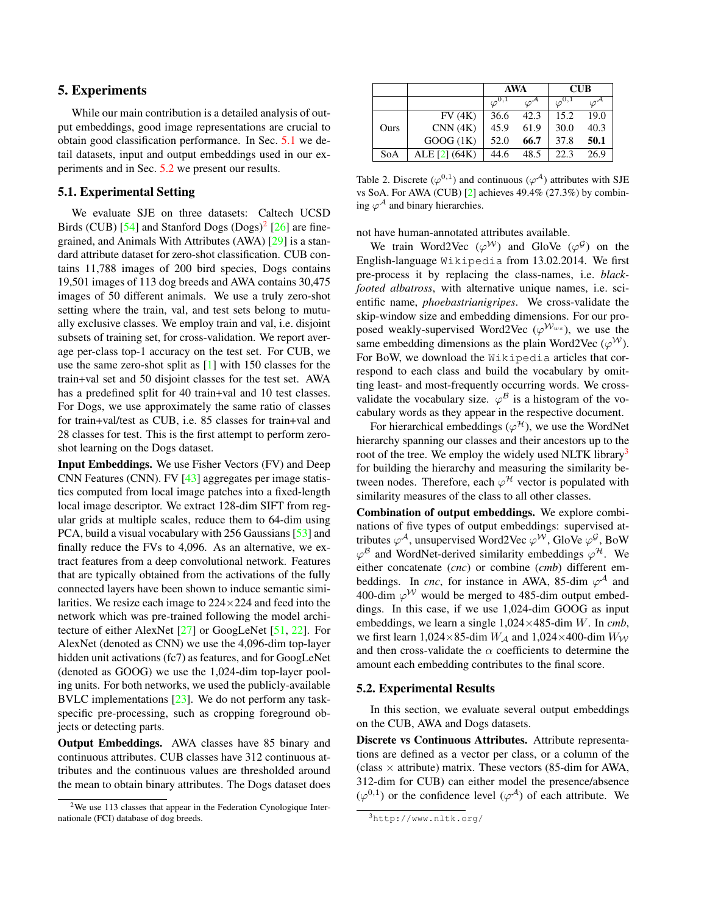## 5. Experiments

While our main contribution is a detailed analysis of output embeddings, good image representations are crucial to obtain good classification performance. In Sec. 5.1 we detail datasets, input and output embeddings used in our experiments and in Sec. 5.2 we present our results.

### 5.1. Experimental Setting

We evaluate SJE on three datasets: Caltech UCSD Birds (CUB) [54] and Stanford Dogs (Dogs)[2] [26] are fine-grained, and Animals With Attributes (AWA) [29] is a standard attribute dataset for zero-shot classification. CUB contains 11,788 images of 200 bird species, Dogs contains 19,501 images of 113 dog breeds and AWA contains 30,475 images of 50 different animals. We use a truly zero-shot setting where the train, val, and test sets belong to mutually exclusive classes. We employ train and val, i.e. disjoint subsets of training set, for cross-validation. We report average per-class top-1 accuracy on the test set. For CUB, we use the same zero-shot split as [1] with 150 classes for the train+val set and 50 disjoint classes for the test set. AWA has a predefined split for 40 train+val and 10 test classes. For Dogs, we use approximately the same ratio of classes for train+val/test as CUB, i.e. 85 classes for train+val and 28 classes for test. This is the first attempt to perform zero-shot learning on the Dogs dataset.

**Input Embeddings.** We use Fisher Vectors (FV) and Deep CNN Features (CNN). FV [43] aggregates per image statistics computed from local image patches into a fixed-length local image descriptor. We extract 128-dim SIFT from regular grids at multiple scales, reduce them to 64-dim using PCA, build a visual vocabulary with 256 Gaussians [53] and finally reduce the FVs to 4,096. As an alternative, we extract features from a deep convolutional network. Features that are typically obtained from the activations of the fully connected layers have been shown to induce semantic similarities. We resize each image to 224×224 and feed into the network which was pre-trained following the model architecture of either AlexNet [27] or GoogLeNet [51, 22]. For AlexNet (denoted as CNN) we use the 4,096-dim top-layer hidden unit activations (fc7) as features, and for GoogLeNet (denoted as GOOG) we use the 1,024-dim top-layer pooling units. For both networks, we used the publicly-available BVLC implementations [23]. We do not perform any task-specific pre-processing, such as cropping foreground objects or detecting parts.

**Output Embeddings.** AWA classes have 85 binary and continuous attributes. CUB classes have 312 continuous attributes and the continuous values are thresholded around the mean to obtain binary attributes. The Dogs dataset does not have human-annotated attributes available.

|  |  | AWA |  | CUB |  |
|---|---|---|---|---|---|
|  |  | $\varphi^{0,1}$ | $\varphi^{\mathcal{A}}$ | $\varphi^{0,1}$ | $\varphi^{\mathcal{A}}$ |
| Ours | FV (4K) | 36.6 | 42.3 | 15.2 | 19.0 |
|  | CNN (4K) | 45.9 | 61.9 | 30.0 | 40.3 |
|  | GOOG (1K) | 52.0 | **66.7** | 37.8 | **50.1** |
| SoA | ALE [2] (64K) | 44.6 | 48.5 | 22.3 | 26.9 |

Table 2. Discrete ($\varphi^{0,1}$) and continuous ($\varphi^{\mathcal{A}}$) attributes with SJE vs SoA. For AWA (CUB) [2] achieves 49.4% (27.3%) by combining $\varphi^{\mathcal{A}}$ and binary hierarchies.

We train Word2Vec ($\varphi^{\mathcal{W}}$) and GloVe ($\varphi^{\mathcal{G}}$) on the English-language `Wikipedia` from 13.02.2014. We first pre-process it by replacing the class-names, i.e. *black-footed albatross*, with alternative unique names, i.e. scientific name, *phoebastrianigripes*. We cross-validate the skip-window size and embedding dimensions. For our proposed weakly-supervised Word2Vec ($\varphi^{\mathcal{W}_{ws}}$), we use the same embedding dimensions as the plain Word2Vec ($\varphi^{\mathcal{W}}$). For BoW, we download the `Wikipedia` articles that correspond to each class and build the vocabulary by omitting least- and most-frequently occurring words. We cross-validate the vocabulary size. $\varphi^{\mathcal{B}}$ is a histogram of the vocabulary words as they appear in the respective document.

For hierarchical embeddings ($\varphi^{\mathcal{H}}$), we use the WordNet hierarchy spanning our classes and their ancestors up to the root of the tree. We employ the widely used NLTK library[3] for building the hierarchy and measuring the similarity between nodes. Therefore, each $\varphi^{\mathcal{H}}$ vector is populated with similarity measures of the class to all other classes.

**Combination of output embeddings.** We explore combinations of five types of output embeddings: supervised attributes $\varphi^{\mathcal{A}}$, unsupervised Word2Vec $\varphi^{\mathcal{W}}$, GloVe $\varphi^{\mathcal{G}}$, BoW $\varphi^{\mathcal{B}}$ and WordNet-derived similarity embeddings $\varphi^{\mathcal{H}}$. We either concatenate (*cnc*) or combine (*cmb*) different embeddings. In *cnc*, for instance in AWA, 85-dim $\varphi^{\mathcal{A}}$ and 400-dim $\varphi^{\mathcal{W}}$ would be merged to 485-dim output embeddings. In this case, if we use 1,024-dim GOOG as input embeddings, we learn a single 1,024×485-dim $W$. In *cmb*, we first learn 1,024×85-dim $W_{\mathcal{A}}$ and 1,024×400-dim $W_{\mathcal{W}}$ and then cross-validate the $\alpha$ coefficients to determine the amount each embedding contributes to the final score.

### 5.2. Experimental Results

In this section, we evaluate several output embeddings on the CUB, AWA and Dogs datasets.

**Discrete vs Continuous Attributes.** Attribute representations are defined as a vector per class, or a column of the (class × attribute) matrix. These vectors (85-dim for AWA, 312-dim for CUB) can either model the presence/absence ($\varphi^{0,1}$) or the confidence level ($\varphi^{\mathcal{A}}$) of each attribute. We

[2] We use 113 classes that appear in the Federation Cynologique Internationale (FCI) database of dog breeds.

[3] http://www.nltk.org/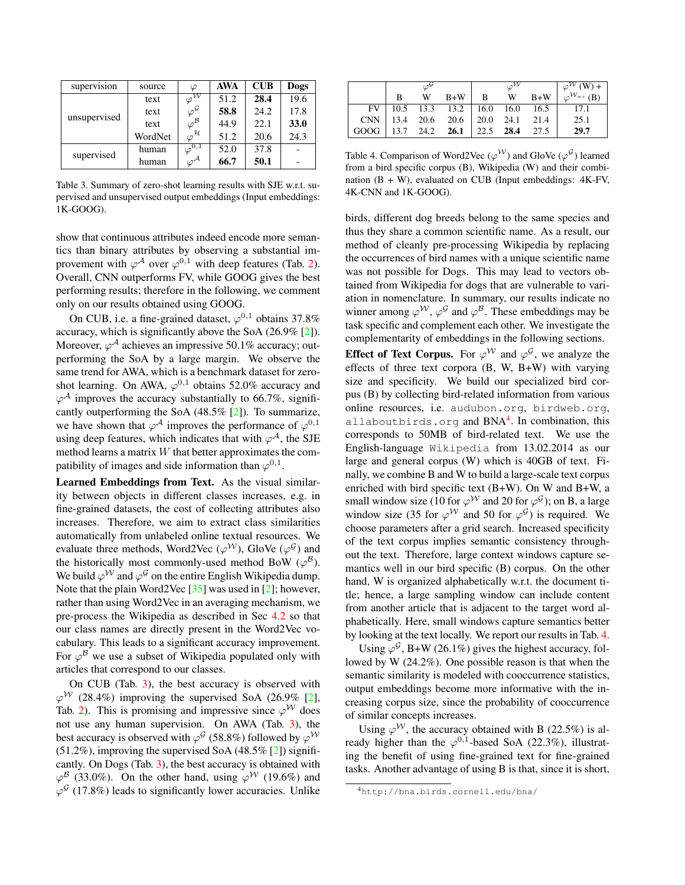| supervision | source | $\varphi$ | AWA | CUB | Dogs |
|---|---|---|---|---|---|
| unsupervised | text | $\varphi^{\mathcal{W}}$ | 51.2 | **28.4** | 19.6 |
| | text | $\varphi^{\mathcal{G}}$ | **58.8** | 24.2 | 17.8 |
| | text | $\varphi^{\mathcal{B}}$ | 44.9 | 22.1 | **33.0** |
| | WordNet | $\varphi^{\mathcal{H}}$ | 51.2 | 20.6 | 24.3 |
| supervised | human | $\varphi^{0,1}$ | 52.0 | 37.8 | - |
| | human | $\varphi^{\mathcal{A}}$ | **66.7** | **50.1** | - |

Table 3. Summary of zero-shot learning results with SJE w.r.t. supervised and unsupervised output embeddings (Input embeddings: 1K-GOOG).

show that continuous attributes indeed encode more semantics than binary attributes by observing a substantial improvement with $\varphi^{\mathcal{A}}$ over $\varphi^{0,1}$ with deep features (Tab. 2). Overall, CNN outperforms FV, while GOOG gives the best performing results; therefore in the following, we comment only on our results obtained using GOOG.

On CUB, i.e. a fine-grained dataset, $\varphi^{0,1}$ obtains 37.8% accuracy, which is significantly above the SoA (26.9% [2]). Moreover, $\varphi^{\mathcal{A}}$ achieves an impressive 50.1% accuracy; outperforming the SoA by a large margin. We observe the same trend for AWA, which is a benchmark dataset for zero-shot learning. On AWA, $\varphi^{0,1}$ obtains 52.0% accuracy and $\varphi^{\mathcal{A}}$ improves the accuracy substantially to 66.7%, significantly outperforming the SoA (48.5% [2]). To summarize, we have shown that $\varphi^{\mathcal{A}}$ improves the performance of $\varphi^{0,1}$ using deep features, which indicates that with $\varphi^{\mathcal{A}}$, the SJE method learns a matrix $W$ that better approximates the compatibility of images and side information than $\varphi^{0,1}$.

**Learned Embeddings from Text.** As the visual similarity between objects in different classes increases, e.g. in fine-grained datasets, the cost of collecting attributes also increases. Therefore, we aim to extract class similarities automatically from unlabeled online textual resources. We evaluate three methods, Word2Vec ($\varphi^{\mathcal{W}}$), GloVe ($\varphi^{\mathcal{G}}$) and the historically most commonly-used method BoW ($\varphi^{\mathcal{B}}$). We build $\varphi^{\mathcal{W}}$ and $\varphi^{\mathcal{G}}$ on the entire English Wikipedia dump. Note that the plain Word2Vec [35] was used in [2]; however, rather than using Word2Vec in an averaging mechanism, we pre-process the Wikipedia as described in Sec 4.2 so that our class names are directly present in the Word2Vec vocabulary. This leads to a significant accuracy improvement. For $\varphi^{\mathcal{B}}$ we use a subset of Wikipedia populated only with articles that correspond to our classes.

On CUB (Tab. 3), the best accuracy is observed with $\varphi^{\mathcal{W}}$ (28.4%) improving the supervised SoA (26.9% [2], Tab. 2). This is promising and impressive since $\varphi^{\mathcal{W}}$ does not use any human supervision. On AWA (Tab. 3), the best accuracy is observed with $\varphi^{\mathcal{G}}$ (58.8%) followed by $\varphi^{\mathcal{W}}$ (51.2%), improving the supervised SoA (48.5% [2]) significantly. On Dogs (Tab. 3), the best accuracy is obtained with $\varphi^{\mathcal{B}}$ (33.0%). On the other hand, using $\varphi^{\mathcal{W}}$ (19.6%) and $\varphi^{\mathcal{G}}$ (17.8%) leads to significantly lower accuracies. Unlike birds, different dog breeds belong to the same species and thus they share a common scientific name. As a result, our method of cleanly pre-processing Wikipedia by replacing the occurrences of bird names with a unique scientific name was not possible for Dogs. This may lead to vectors obtained from Wikipedia for dogs that are vulnerable to variation in nomenclature. In summary, our results indicate no winner among $\varphi^{\mathcal{W}}$, $\varphi^{\mathcal{G}}$ and $\varphi^{\mathcal{B}}$. These embeddings may be task specific and complement each other. We investigate the complementarity of embeddings in the following sections.

| | $\varphi^{\mathcal{G}}$ | | | $\varphi^{\mathcal{W}}$ | | | $\varphi^{\mathcal{W}}$ (W) + |
|---|---|---|---|---|---|---|---|
| | B | W | B+W | B | W | B+W | $\varphi^{\mathcal{W}_{ws}}$ (B) |
| FV | 10.5 | 13.3 | 13.2 | 16.0 | 16.0 | 16.5 | 17.1 |
| CNN | 13.4 | 20.6 | 20.6 | 20.0 | 24.1 | 21.4 | 25.1 |
| GOOG | 13.7 | 24.2 | **26.1** | 22.5 | **28.4** | 27.5 | **29.7** |

Table 4. Comparison of Word2Vec ($\varphi^{\mathcal{W}}$) and GloVe ($\varphi^{\mathcal{G}}$) learned from a bird specific corpus (B), Wikipedia (W) and their combination (B + W), evaluated on CUB (Input embeddings: 4K-FV, 4K-CNN and 1K-GOOG).

**Effect of Text Corpus.** For $\varphi^{\mathcal{W}}$ and $\varphi^{\mathcal{G}}$, we analyze the effects of three text corpora (B, W, B+W) with varying size and specificity. We build our specialized bird corpus (B) by collecting bird-related information from various online resources, i.e. audubon.org, birdweb.org, allaboutbirds.org and BNA[4]. In combination, this corresponds to 50MB of bird-related text. We use the English-language Wikipedia from 13.02.2014 as our large and general corpus (W) which is 40GB of text. Finally, we combine B and W to build a large-scale text corpus enriched with bird specific text (B+W). On W and B+W, a small window size (10 for $\varphi^{\mathcal{W}}$ and 20 for $\varphi^{\mathcal{G}}$); on B, a large window size (35 for $\varphi^{\mathcal{W}}$ and 50 for $\varphi^{\mathcal{G}}$) is required. We choose parameters after a grid search. Increased specificity of the text corpus implies semantic consistency throughout the text. Therefore, large context windows capture semantics well in our bird specific (B) corpus. On the other hand, W is organized alphabetically w.r.t. the document title; hence, a large sampling window can include content from another article that is adjacent to the target word alphabetically. Here, small windows capture semantics better by looking at the text locally. We report our results in Tab. 4.

Using $\varphi^{\mathcal{G}}$, B+W (26.1%) gives the highest accuracy, followed by W (24.2%). One possible reason is that when the semantic similarity is modeled with cooccurrence statistics, output embeddings become more informative with the increasing corpus size, since the probability of cooccurrence of similar concepts increases.

Using $\varphi^{\mathcal{W}}$, the accuracy obtained with B (22.5%) is already higher than the $\varphi^{0,1}$-based SoA (22.3%), illustrating the benefit of using fine-grained text for fine-grained tasks. Another advantage of using B is that, since it is short,

[4] http://bna.birds.cornell.edu/bna/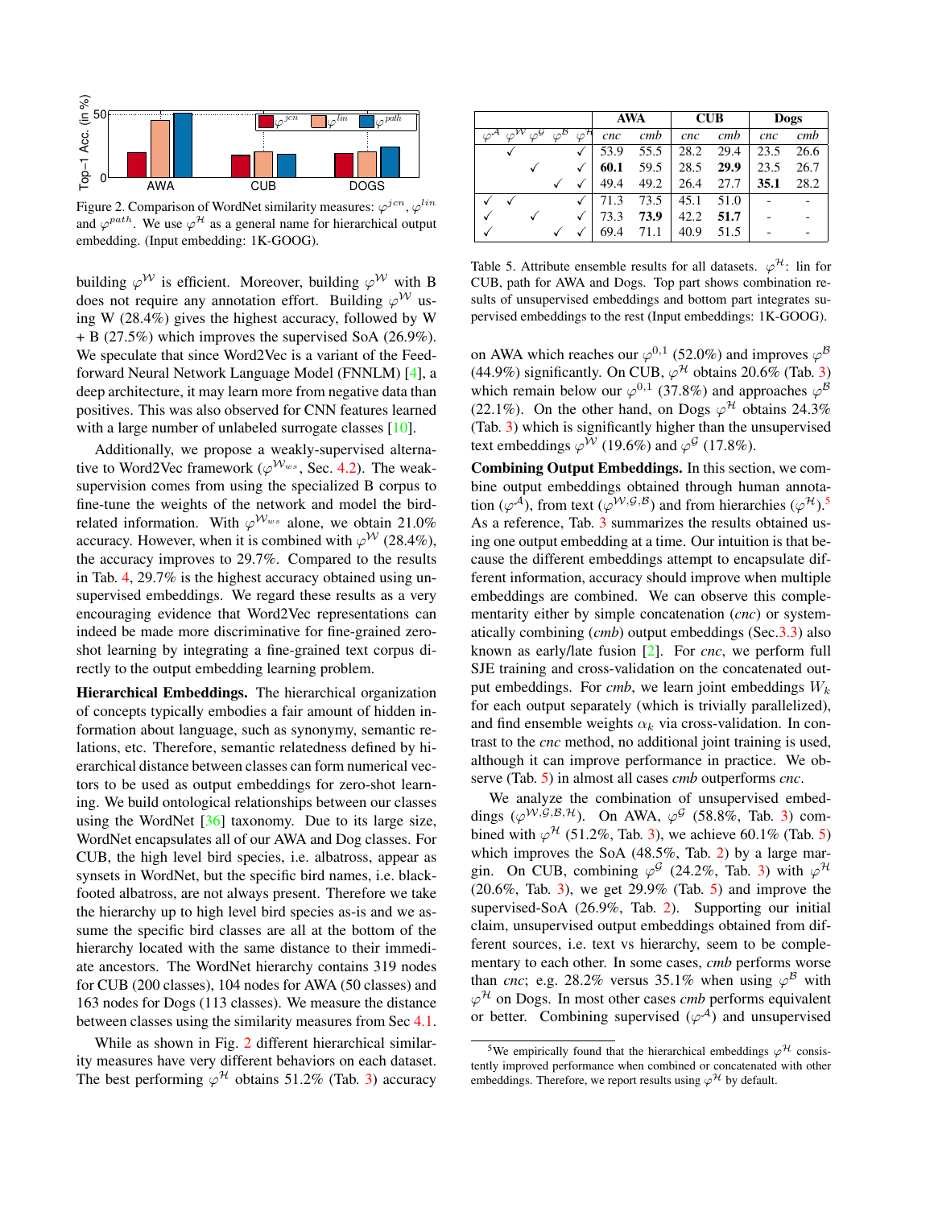Figure 2. Comparison of WordNet similarity measures: $\varphi^{jcn}$, $\varphi^{lin}$ and $\varphi^{path}$. We use $\varphi^{\mathcal{H}}$ as a general name for hierarchical output embedding. (Input embedding: 1K-GOOG).

building $\varphi^{\mathcal{W}}$ is efficient. Moreover, building $\varphi^{\mathcal{W}}$ with B does not require any annotation effort. Building $\varphi^{\mathcal{W}}$ using W (28.4%) gives the highest accuracy, followed by W + B (27.5%) which improves the supervised SoA (26.9%). We speculate that since Word2Vec is a variant of the Feedforward Neural Network Language Model (FNNLM) [4], a deep architecture, it may learn more from negative data than positives. This was also observed for CNN features learned with a large number of unlabeled surrogate classes [10].

Additionally, we propose a weakly-supervised alternative to Word2Vec framework ($\varphi^{\mathcal{W}_{ws}}$, Sec. 4.2). The weak-supervision comes from using the specialized B corpus to fine-tune the weights of the network and model the bird-related information. With $\varphi^{\mathcal{W}_{ws}}$ alone, we obtain 21.0% accuracy. However, when it is combined with $\varphi^{\mathcal{W}}$ (28.4%), the accuracy improves to 29.7%. Compared to the results in Tab. 4, 29.7% is the highest accuracy obtained using unsupervised embeddings. We regard these results as a very encouraging evidence that Word2Vec representations can indeed be made more discriminative for fine-grained zero-shot learning by integrating a fine-grained text corpus directly to the output embedding learning problem.

**Hierarchical Embeddings.** The hierarchical organization of concepts typically embodies a fair amount of hidden information about language, such as synonymy, semantic relations, etc. Therefore, semantic relatedness defined by hierarchical distance between classes can form numerical vectors to be used as output embeddings for zero-shot learning. We build ontological relationships between our classes using the WordNet [36] taxonomy. Due to its large size, WordNet encapsulates all of our AWA and Dog classes. For CUB, the high level bird species, i.e. albatross, appear as synsets in WordNet, but the specific bird names, i.e. black-footed albatross, are not always present. Therefore we take the hierarchy up to high level bird species as-is and we assume the specific bird classes are all at the bottom of the hierarchy located with the same distance to their immediate ancestors. The WordNet hierarchy contains 319 nodes for CUB (200 classes), 104 nodes for AWA (50 classes) and 163 nodes for Dogs (113 classes). We measure the distance between classes using the similarity measures from Sec 4.1.

While as shown in Fig. 2 different hierarchical similarity measures have very different behaviors on each dataset. The best performing $\varphi^{\mathcal{H}}$ obtains 51.2% (Tab. 3) accuracy on AWA which reaches our $\varphi^{0,1}$ (52.0%) and improves $\varphi^{\mathcal{B}}$ (44.9%) significantly. On CUB, $\varphi^{\mathcal{H}}$ obtains 20.6% (Tab. 3) which remain below our $\varphi^{0,1}$ (37.8%) and approaches $\varphi^{\mathcal{B}}$ (22.1%). On the other hand, on Dogs $\varphi^{\mathcal{H}}$ obtains 24.3% (Tab. 3) which is significantly higher than the unsupervised text embeddings $\varphi^{\mathcal{W}}$ (19.6%) and $\varphi^{\mathcal{G}}$ (17.8%).

| $\varphi^{\mathcal{A}}$ | $\varphi^{\mathcal{W}}$ | $\varphi^{\mathcal{G}}$ | $\varphi^{\mathcal{B}}$ | $\varphi^{\mathcal{H}}$ | AWA | | CUB | | Dogs | |
|---|---|---|---|---|---|---|---|---|---|---|
| | | | | | *cnc* | *cmb* | *cnc* | *cmb* | *cnc* | *cmb* |
| | ✓ | | | ✓ | 53.9 | 55.5 | 28.2 | 29.4 | 23.5 | 26.6 |
| | | ✓ | | ✓ | **60.1** | 59.5 | 28.5 | **29.9** | 23.5 | 26.7 |
| | | | ✓ | ✓ | 49.4 | 49.2 | 26.4 | 27.7 | **35.1** | 28.2 |
| ✓ | ✓ | | | ✓ | 71.3 | 73.5 | 45.1 | 51.0 | - | - |
| ✓ | | ✓ | | ✓ | 73.3 | **73.9** | 42.2 | **51.7** | - | - |
| ✓ | | | ✓ | ✓ | 69.4 | 71.1 | 40.9 | 51.5 | - | - |

Table 5. Attribute ensemble results for all datasets. $\varphi^{\mathcal{H}}$: lin for CUB, path for AWA and Dogs. Top part shows combination results of unsupervised embeddings and bottom part integrates supervised embeddings to the rest (Input embeddings: 1K-GOOG).

**Combining Output Embeddings.** In this section, we combine output embeddings obtained through human annotation ($\varphi^{\mathcal{A}}$), from text ($\varphi^{\mathcal{W},\mathcal{G},\mathcal{B}}$) and from hierarchies ($\varphi^{\mathcal{H}}$).[5] As a reference, Tab. 3 summarizes the results obtained using one output embedding at a time. Our intuition is that because the different embeddings attempt to encapsulate different information, accuracy should improve when multiple embeddings are combined. We can observe this complementarity either by simple concatenation (*cnc*) or systematically combining (*cmb*) output embeddings (Sec.3.3) also known as early/late fusion [2]. For *cnc*, we perform full SJE training and cross-validation on the concatenated output embeddings. For *cmb*, we learn joint embeddings $W_k$ for each output separately (which is trivially parallelized), and find ensemble weights $\alpha_k$ via cross-validation. In contrast to the *cnc* method, no additional joint training is used, although it can improve performance in practice. We observe (Tab. 5) in almost all cases *cmb* outperforms *cnc*.

We analyze the combination of unsupervised embeddings ($\varphi^{\mathcal{W},\mathcal{G},\mathcal{B},\mathcal{H}}$). On AWA, $\varphi^{\mathcal{G}}$ (58.8%, Tab. 3) combined with $\varphi^{\mathcal{H}}$ (51.2%, Tab. 3), we achieve 60.1% (Tab. 5) which improves the SoA (48.5%, Tab. 2) by a large margin. On CUB, combining $\varphi^{\mathcal{G}}$ (24.2%, Tab. 3) with $\varphi^{\mathcal{H}}$ (20.6%, Tab. 3), we get 29.9% (Tab. 5) and improve the supervised-SoA (26.9%, Tab. 2). Supporting our initial claim, unsupervised output embeddings obtained from different sources, i.e. text vs hierarchy, seem to be complementary to each other. In some cases, *cmb* performs worse than *cnc*; e.g. 28.2% versus 35.1% when using $\varphi^{\mathcal{B}}$ with $\varphi^{\mathcal{H}}$ on Dogs. In most other cases *cmb* performs equivalent or better. Combining supervised ($\varphi^{\mathcal{A}}$) and unsupervised

[5] We empirically found that the hierarchical embeddings $\varphi^{\mathcal{H}}$ consistently improved performance when combined or concatenated with other embeddings. Therefore, we report results using $\varphi^{\mathcal{H}}$ by default.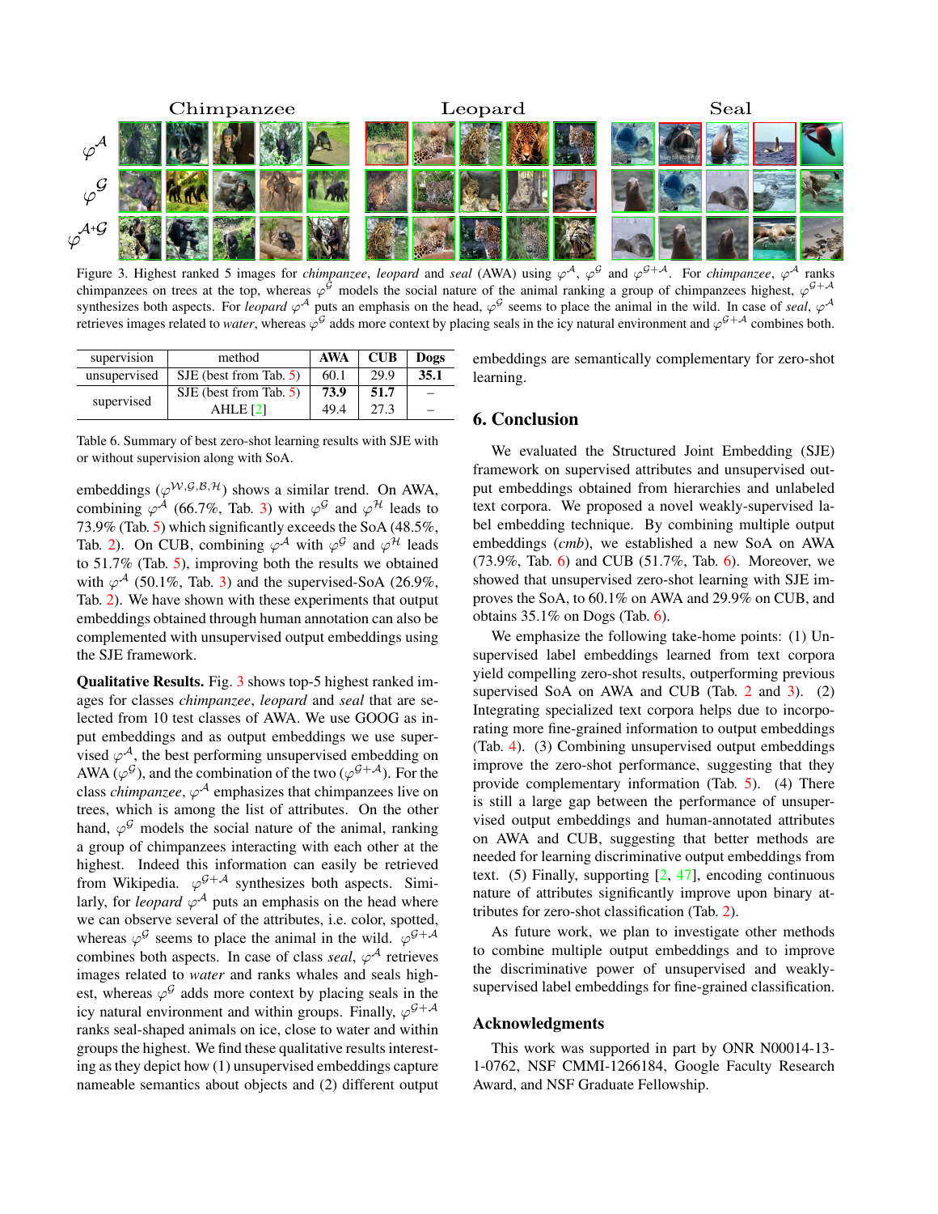Figure 3. Highest ranked 5 images for *chimpanzee*, *leopard* and *seal* (AWA) using $\varphi^{\mathcal{A}}$, $\varphi^{\mathcal{G}}$ and $\varphi^{\mathcal{G}+\mathcal{A}}$. For *chimpanzee*, $\varphi^{\mathcal{A}}$ ranks chimpanzees on trees at the top, whereas $\varphi^{\mathcal{G}}$ models the social nature of the animal ranking a group of chimpanzees highest, $\varphi^{\mathcal{G}+\mathcal{A}}$ synthesizes both aspects. For *leopard* $\varphi^{\mathcal{A}}$ puts an emphasis on the head, $\varphi^{\mathcal{G}}$ seems to place the animal in the wild. In case of *seal*, $\varphi^{\mathcal{A}}$ retrieves images related to *water*, whereas $\varphi^{\mathcal{G}}$ adds more context by placing seals in the icy natural environment and $\varphi^{\mathcal{G}+\mathcal{A}}$ combines both.

| supervision | method | AWA | CUB | Dogs |
|---|---|---|---|---|
| unsupervised | SJE (best from Tab. 5) | 60.1 | 29.9 | **35.1** |
| supervised | SJE (best from Tab. 5) | **73.9** | **51.7** | – |
| | AHLE [2] | 49.4 | 27.3 | – |

Table 6. Summary of best zero-shot learning results with SJE with or without supervision along with SoA.

embeddings ($\varphi^{\mathcal{W},\mathcal{G},\mathcal{B},\mathcal{H}}$) shows a similar trend. On AWA, combining $\varphi^{\mathcal{A}}$ (66.7%, Tab. 3) with $\varphi^{\mathcal{G}}$ and $\varphi^{\mathcal{H}}$ leads to 73.9% (Tab. 5) which significantly exceeds the SoA (48.5%, Tab. 2). On CUB, combining $\varphi^{\mathcal{A}}$ with $\varphi^{\mathcal{G}}$ and $\varphi^{\mathcal{H}}$ leads to 51.7% (Tab. 5), improving both the results we obtained with $\varphi^{\mathcal{A}}$ (50.1%, Tab. 3) and the supervised-SoA (26.9%, Tab. 2). We have shown with these experiments that output embeddings obtained through human annotation can also be complemented with unsupervised output embeddings using the SJE framework.

**Qualitative Results.** Fig. 3 shows top-5 highest ranked images for classes *chimpanzee*, *leopard* and *seal* that are selected from 10 test classes of AWA. We use GOOG as input embeddings and as output embeddings we use supervised $\varphi^{\mathcal{A}}$, the best performing unsupervised embedding on AWA ($\varphi^{\mathcal{G}}$), and the combination of the two ($\varphi^{\mathcal{G}+\mathcal{A}}$). For the class *chimpanzee*, $\varphi^{\mathcal{A}}$ emphasizes that chimpanzees live on trees, which is among the list of attributes. On the other hand, $\varphi^{\mathcal{G}}$ models the social nature of the animal, ranking a group of chimpanzees interacting with each other at the highest. Indeed this information can easily be retrieved from Wikipedia. $\varphi^{\mathcal{G}+\mathcal{A}}$ synthesizes both aspects. Similarly, for *leopard* $\varphi^{\mathcal{A}}$ puts an emphasis on the head where we can observe several of the attributes, i.e. color, spotted, whereas $\varphi^{\mathcal{G}}$ seems to place the animal in the wild. $\varphi^{\mathcal{G}+\mathcal{A}}$ combines both aspects. In case of class *seal*, $\varphi^{\mathcal{A}}$ retrieves images related to *water* and ranks whales and seals highest, whereas $\varphi^{\mathcal{G}}$ adds more context by placing seals in the icy natural environment and within groups. Finally, $\varphi^{\mathcal{G}+\mathcal{A}}$ ranks seal-shaped animals on ice, close to water and within groups the highest. We find these qualitative results interesting as they depict how (1) unsupervised embeddings capture nameable semantics about objects and (2) different output embeddings are semantically complementary for zero-shot learning.

## 6. Conclusion

We evaluated the Structured Joint Embedding (SJE) framework on supervised attributes and unsupervised output embeddings obtained from hierarchies and unlabeled text corpora. We proposed a novel weakly-supervised label embedding technique. By combining multiple output embeddings (*cmb*), we established a new SoA on AWA (73.9%, Tab. 6) and CUB (51.7%, Tab. 6). Moreover, we showed that unsupervised zero-shot learning with SJE improves the SoA, to 60.1% on AWA and 29.9% on CUB, and obtains 35.1% on Dogs (Tab. 6).

We emphasize the following take-home points: (1) Unsupervised label embeddings learned from text corpora yield compelling zero-shot results, outperforming previous supervised SoA on AWA and CUB (Tab. 2 and 3). (2) Integrating specialized text corpora helps due to incorporating more fine-grained information to output embeddings (Tab. 4). (3) Combining unsupervised output embeddings improve the zero-shot performance, suggesting that they provide complementary information (Tab. 5). (4) There is still a large gap between the performance of unsupervised output embeddings and human-annotated attributes on AWA and CUB, suggesting that better methods are needed for learning discriminative output embeddings from text. (5) Finally, supporting [2, 47], encoding continuous nature of attributes significantly improve upon binary attributes for zero-shot classification (Tab. 2).

As future work, we plan to investigate other methods to combine multiple output embeddings and to improve the discriminative power of unsupervised and weakly-supervised label embeddings for fine-grained classification.

### Acknowledgments

This work was supported in part by ONR N00014-13-1-0762, NSF CMMI-1266184, Google Faculty Research Award, and NSF Graduate Fellowship.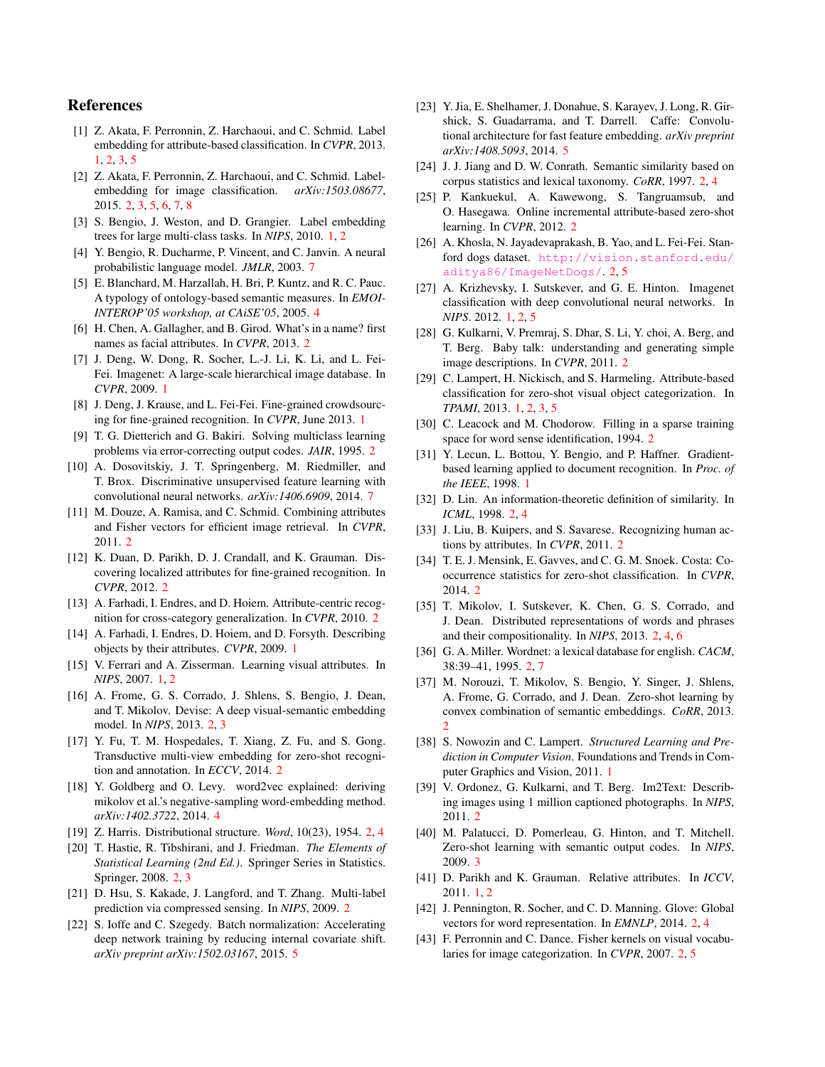## References

[1] Z. Akata, F. Perronnin, Z. Harchaoui, and C. Schmid. Label embedding for attribute-based classification. In *CVPR*, 2013. 1, 2, 3, 5

[2] Z. Akata, F. Perronnin, Z. Harchaoui, and C. Schmid. Label-embedding for image classification. *arXiv:1503.08677*, 2015. 2, 3, 5, 6, 7, 8

[3] S. Bengio, J. Weston, and D. Grangier. Label embedding trees for large multi-class tasks. In *NIPS*, 2010. 1, 2

[4] Y. Bengio, R. Ducharme, P. Vincent, and C. Janvin. A neural probabilistic language model. *JMLR*, 2003. 7

[5] E. Blanchard, M. Harzallah, H. Bri, P. Kuntz, and R. C. Pauc. A typology of ontology-based semantic measures. In *EMOI-INTEROP'05 workshop, at CAiSE'05*, 2005. 4

[6] H. Chen, A. Gallagher, and B. Girod. What's in a name? first names as facial attributes. In *CVPR*, 2013. 2

[7] J. Deng, W. Dong, R. Socher, L.-J. Li, K. Li, and L. Fei-Fei. Imagenet: A large-scale hierarchical image database. In *CVPR*, 2009. 1

[8] J. Deng, J. Krause, and L. Fei-Fei. Fine-grained crowdsourcing for fine-grained recognition. In *CVPR*, June 2013. 1

[9] T. G. Dietterich and G. Bakiri. Solving multiclass learning problems via error-correcting output codes. *JAIR*, 1995. 2

[10] A. Dosovitskiy, J. T. Springenberg, M. Riedmiller, and T. Brox. Discriminative unsupervised feature learning with convolutional neural networks. *arXiv:1406.6909*, 2014. 7

[11] M. Douze, A. Ramisa, and C. Schmid. Combining attributes and Fisher vectors for efficient image retrieval. In *CVPR*, 2011. 2

[12] K. Duan, D. Parikh, D. J. Crandall, and K. Grauman. Discovering localized attributes for fine-grained recognition. In *CVPR*, 2012. 2

[13] A. Farhadi, I. Endres, and D. Hoiem. Attribute-centric recognition for cross-category generalization. In *CVPR*, 2010. 2

[14] A. Farhadi, I. Endres, D. Hoiem, and D. Forsyth. Describing objects by their attributes. *CVPR*, 2009. 1

[15] V. Ferrari and A. Zisserman. Learning visual attributes. In *NIPS*, 2007. 1, 2

[16] A. Frome, G. S. Corrado, J. Shlens, S. Bengio, J. Dean, and T. Mikolov. Devise: A deep visual-semantic embedding model. In *NIPS*, 2013. 2, 3

[17] Y. Fu, T. M. Hospedales, T. Xiang, Z. Fu, and S. Gong. Transductive multi-view embedding for zero-shot recognition and annotation. In *ECCV*, 2014. 2

[18] Y. Goldberg and O. Levy. word2vec explained: deriving mikolov et al.'s negative-sampling word-embedding method. *arXiv:1402.3722*, 2014. 4

[19] Z. Harris. Distributional structure. *Word*, 10(23), 1954. 2, 4

[20] T. Hastie, R. Tibshirani, and J. Friedman. *The Elements of Statistical Learning (2nd Ed.)*. Springer Series in Statistics. Springer, 2008. 2, 3

[21] D. Hsu, S. Kakade, J. Langford, and T. Zhang. Multi-label prediction via compressed sensing. In *NIPS*, 2009. 2

[22] S. Ioffe and C. Szegedy. Batch normalization: Accelerating deep network training by reducing internal covariate shift. *arXiv preprint arXiv:1502.03167*, 2015. 5

[23] Y. Jia, E. Shelhamer, J. Donahue, S. Karayev, J. Long, R. Girshick, S. Guadarrama, and T. Darrell. Caffe: Convolutional architecture for fast feature embedding. *arXiv preprint arXiv:1408.5093*, 2014. 5

[24] J. J. Jiang and D. W. Conrath. Semantic similarity based on corpus statistics and lexical taxonomy. *CoRR*, 1997. 2, 4

[25] P. Kankuekul, A. Kawewong, S. Tangruamsub, and O. Hasegawa. Online incremental attribute-based zero-shot learning. In *CVPR*, 2012. 2

[26] A. Khosla, N. Jayadevaprakash, B. Yao, and L. Fei-Fei. Stanford dogs dataset. http://vision.stanford.edu/aditya86/ImageNetDogs/. 2, 5

[27] A. Krizhevsky, I. Sutskever, and G. E. Hinton. Imagenet classification with deep convolutional neural networks. In *NIPS*. 2012. 1, 2, 5

[28] G. Kulkarni, V. Premraj, S. Dhar, S. Li, Y. choi, A. Berg, and T. Berg. Baby talk: understanding and generating simple image descriptions. In *CVPR*, 2011. 2

[29] C. Lampert, H. Nickisch, and S. Harmeling. Attribute-based classification for zero-shot visual object categorization. In *TPAMI*, 2013. 1, 2, 3, 5

[30] C. Leacock and M. Chodorow. Filling in a sparse training space for word sense identification, 1994. 2

[31] Y. Lecun, L. Bottou, Y. Bengio, and P. Haffner. Gradient-based learning applied to document recognition. In *Proc. of the IEEE*, 1998. 1

[32] D. Lin. An information-theoretic definition of similarity. In *ICML*, 1998. 2, 4

[33] J. Liu, B. Kuipers, and S. Savarese. Recognizing human actions by attributes. In *CVPR*, 2011. 2

[34] T. E. J. Mensink, E. Gavves, and C. G. M. Snoek. Costa: Co-occurrence statistics for zero-shot classification. In *CVPR*, 2014. 2

[35] T. Mikolov, I. Sutskever, K. Chen, G. S. Corrado, and J. Dean. Distributed representations of words and phrases and their compositionality. In *NIPS*, 2013. 2, 4, 6

[36] G. A. Miller. Wordnet: a lexical database for english. *CACM*, 38:39–41, 1995. 2, 7

[37] M. Norouzi, T. Mikolov, S. Bengio, Y. Singer, J. Shlens, A. Frome, G. Corrado, and J. Dean. Zero-shot learning by convex combination of semantic embeddings. *CoRR*, 2013. 2

[38] S. Nowozin and C. Lampert. *Structured Learning and Prediction in Computer Vision*. Foundations and Trends in Computer Graphics and Vision, 2011. 1

[39] V. Ordonez, G. Kulkarni, and T. Berg. Im2Text: Describing images using 1 million captioned photographs. In *NIPS*, 2011. 2

[40] M. Palatucci, D. Pomerleau, G. Hinton, and T. Mitchell. Zero-shot learning with semantic output codes. In *NIPS*, 2009. 3

[41] D. Parikh and K. Grauman. Relative attributes. In *ICCV*, 2011. 1, 2

[42] J. Pennington, R. Socher, and C. D. Manning. Glove: Global vectors for word representation. In *EMNLP*, 2014. 2, 4

[43] F. Perronnin and C. Dance. Fisher kernels on visual vocabularies for image categorization. In *CVPR*, 2007. 2, 5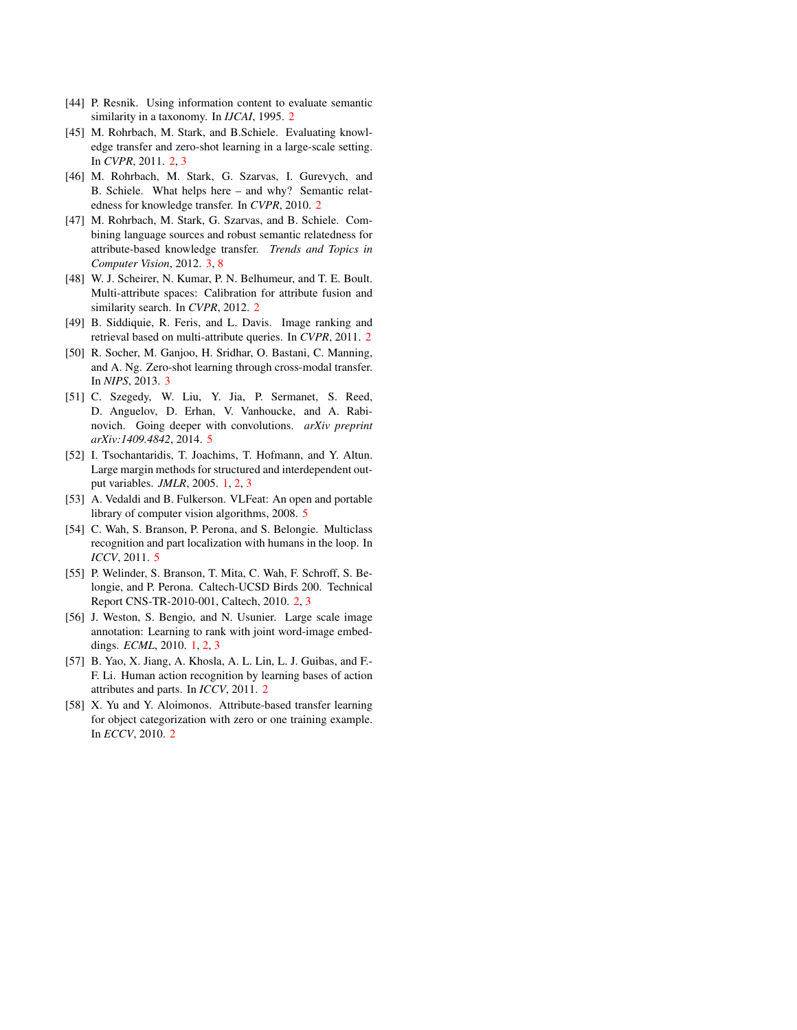[44] P. Resnik. Using information content to evaluate semantic similarity in a taxonomy. In *IJCAI*, 1995. 2

[45] M. Rohrbach, M. Stark, and B.Schiele. Evaluating knowledge transfer and zero-shot learning in a large-scale setting. In *CVPR*, 2011. 2, 3

[46] M. Rohrbach, M. Stark, G. Szarvas, I. Gurevych, and B. Schiele. What helps here – and why? Semantic relatedness for knowledge transfer. In *CVPR*, 2010. 2

[47] M. Rohrbach, M. Stark, G. Szarvas, and B. Schiele. Combining language sources and robust semantic relatedness for attribute-based knowledge transfer. *Trends and Topics in Computer Vision*, 2012. 3, 8

[48] W. J. Scheirer, N. Kumar, P. N. Belhumeur, and T. E. Boult. Multi-attribute spaces: Calibration for attribute fusion and similarity search. In *CVPR*, 2012. 2

[49] B. Siddiquie, R. Feris, and L. Davis. Image ranking and retrieval based on multi-attribute queries. In *CVPR*, 2011. 2

[50] R. Socher, M. Ganjoo, H. Sridhar, O. Bastani, C. Manning, and A. Ng. Zero-shot learning through cross-modal transfer. In *NIPS*, 2013. 3

[51] C. Szegedy, W. Liu, Y. Jia, P. Sermanet, S. Reed, D. Anguelov, D. Erhan, V. Vanhoucke, and A. Rabinovich. Going deeper with convolutions. *arXiv preprint arXiv:1409.4842*, 2014. 5

[52] I. Tsochantaridis, T. Joachims, T. Hofmann, and Y. Altun. Large margin methods for structured and interdependent output variables. *JMLR*, 2005. 1, 2, 3

[53] A. Vedaldi and B. Fulkerson. VLFeat: An open and portable library of computer vision algorithms, 2008. 5

[54] C. Wah, S. Branson, P. Perona, and S. Belongie. Multiclass recognition and part localization with humans in the loop. In *ICCV*, 2011. 5

[55] P. Welinder, S. Branson, T. Mita, C. Wah, F. Schroff, S. Belongie, and P. Perona. Caltech-UCSD Birds 200. Technical Report CNS-TR-2010-001, Caltech, 2010. 2, 3

[56] J. Weston, S. Bengio, and N. Usunier. Large scale image annotation: Learning to rank with joint word-image embeddings. *ECML*, 2010. 1, 2, 3

[57] B. Yao, X. Jiang, A. Khosla, A. L. Lin, L. J. Guibas, and F.-F. Li. Human action recognition by learning bases of action attributes and parts. In *ICCV*, 2011. 2

[58] X. Yu and Y. Aloimonos. Attribute-based transfer learning for object categorization with zero or one training example. In *ECCV*, 2010. 2